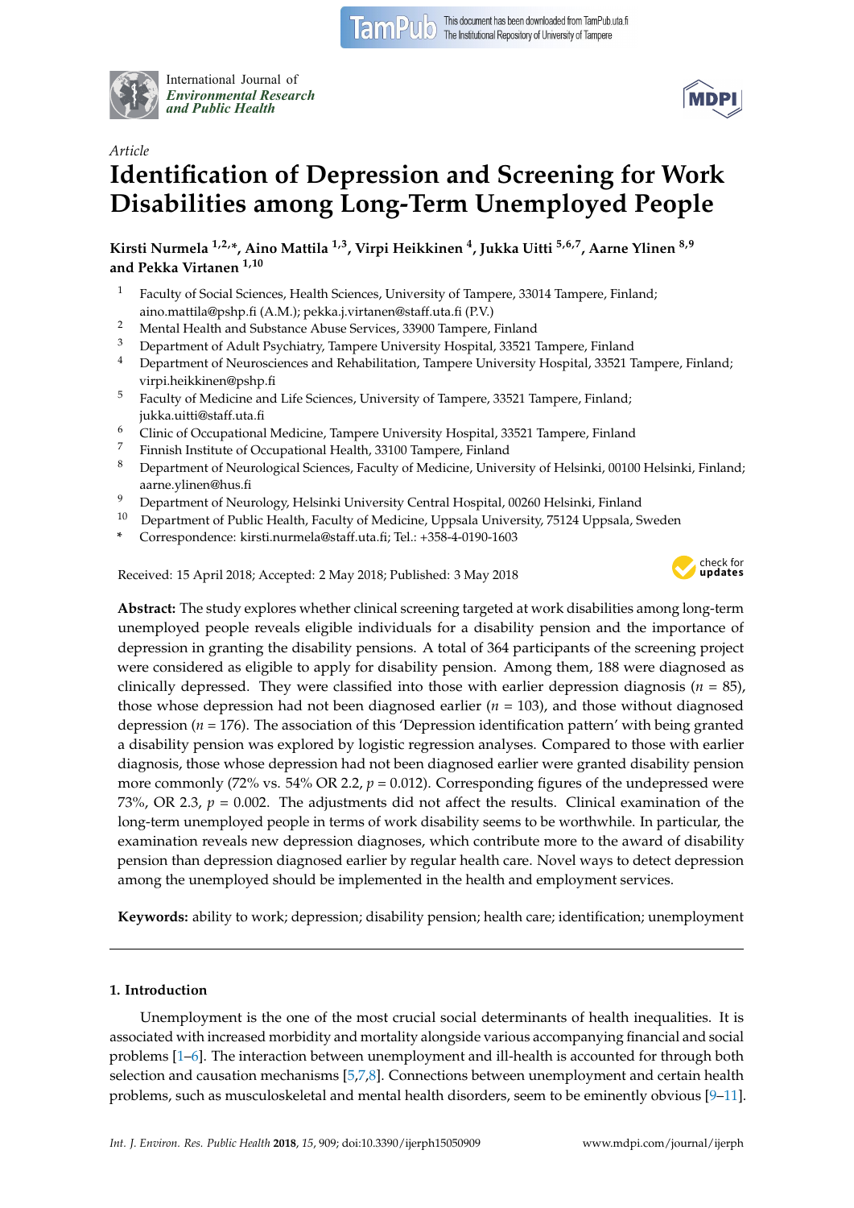*Article*

# Identification of Depression and Screening for Work Disabilities among Long-Term Unemployed People

**Kirsti Nurmela [1,2,*], Aino Mattila [1,3], Virpi Heikkinen [4], Jukka Uitti [5,6,7], Aarne Ylinen [8,9] and Pekka Virtanen [1,10]**

1. Faculty of Social Sciences, Health Sciences, University of Tampere, 33014 Tampere, Finland; aino.mattila@pshp.fi (A.M.); pekka.j.virtanen@staff.uta.fi (P.V.)
2. Mental Health and Substance Abuse Services, 33900 Tampere, Finland
3. Department of Adult Psychiatry, Tampere University Hospital, 33521 Tampere, Finland
4. Department of Neurosciences and Rehabilitation, Tampere University Hospital, 33521 Tampere, Finland; virpi.heikkinen@pshp.fi
5. Faculty of Medicine and Life Sciences, University of Tampere, 33521 Tampere, Finland; jukka.uitti@staff.uta.fi
6. Clinic of Occupational Medicine, Tampere University Hospital, 33521 Tampere, Finland
7. Finnish Institute of Occupational Health, 33100 Tampere, Finland
8. Department of Neurological Sciences, Faculty of Medicine, University of Helsinki, 00100 Helsinki, Finland; aarne.ylinen@hus.fi
9. Department of Neurology, Helsinki University Central Hospital, 00260 Helsinki, Finland
10. Department of Public Health, Faculty of Medicine, Uppsala University, 75124 Uppsala, Sweden

\* Correspondence: kirsti.nurmela@staff.uta.fi; Tel.: +358-4-0190-1603

Received: 15 April 2018; Accepted: 2 May 2018; Published: 3 May 2018

**Abstract:** The study explores whether clinical screening targeted at work disabilities among long-term unemployed people reveals eligible individuals for a disability pension and the importance of depression in granting the disability pensions. A total of 364 participants of the screening project were considered as eligible to apply for disability pension. Among them, 188 were diagnosed as clinically depressed. They were classified into those with earlier depression diagnosis ($n$ = 85), those whose depression had not been diagnosed earlier ($n$ = 103), and those without diagnosed depression ($n$ = 176). The association of this 'Depression identification pattern' with being granted a disability pension was explored by logistic regression analyses. Compared to those with earlier diagnosis, those whose depression had not been diagnosed earlier were granted disability pension more commonly (72% vs. 54% OR 2.2, $p$ = 0.012). Corresponding figures of the undepressed were 73%, OR 2.3, $p$ = 0.002. The adjustments did not affect the results. Clinical examination of the long-term unemployed people in terms of work disability seems to be worthwhile. In particular, the examination reveals new depression diagnoses, which contribute more to the award of disability pension than depression diagnosed earlier by regular health care. Novel ways to detect depression among the unemployed should be implemented in the health and employment services.

**Keywords:** ability to work; depression; disability pension; health care; identification; unemployment

## 1. Introduction

Unemployment is the one of the most crucial social determinants of health inequalities. It is associated with increased morbidity and mortality alongside various accompanying financial and social problems [1–6]. The interaction between unemployment and ill-health is accounted for through both selection and causation mechanisms [5,7,8]. Connections between unemployment and certain health problems, such as musculoskeletal and mental health disorders, seem to be eminently obvious [9–11].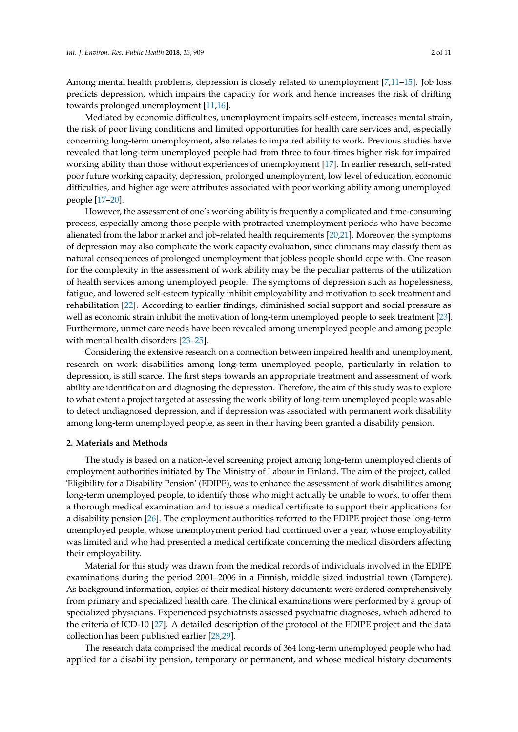Among mental health problems, depression is closely related to unemployment [7,11–15]. Job loss predicts depression, which impairs the capacity for work and hence increases the risk of drifting towards prolonged unemployment [11,16].

Mediated by economic difficulties, unemployment impairs self-esteem, increases mental strain, the risk of poor living conditions and limited opportunities for health care services and, especially concerning long-term unemployment, also relates to impaired ability to work. Previous studies have revealed that long-term unemployed people had from three to four-times higher risk for impaired working ability than those without experiences of unemployment [17]. In earlier research, self-rated poor future working capacity, depression, prolonged unemployment, low level of education, economic difficulties, and higher age were attributes associated with poor working ability among unemployed people [17–20].

However, the assessment of one's working ability is frequently a complicated and time-consuming process, especially among those people with protracted unemployment periods who have become alienated from the labor market and job-related health requirements [20,21]. Moreover, the symptoms of depression may also complicate the work capacity evaluation, since clinicians may classify them as natural consequences of prolonged unemployment that jobless people should cope with. One reason for the complexity in the assessment of work ability may be the peculiar patterns of the utilization of health services among unemployed people. The symptoms of depression such as hopelessness, fatigue, and lowered self-esteem typically inhibit employability and motivation to seek treatment and rehabilitation [22]. According to earlier findings, diminished social support and social pressure as well as economic strain inhibit the motivation of long-term unemployed people to seek treatment [23]. Furthermore, unmet care needs have been revealed among unemployed people and among people with mental health disorders [23–25].

Considering the extensive research on a connection between impaired health and unemployment, research on work disabilities among long-term unemployed people, particularly in relation to depression, is still scarce. The first steps towards an appropriate treatment and assessment of work ability are identification and diagnosing the depression. Therefore, the aim of this study was to explore to what extent a project targeted at assessing the work ability of long-term unemployed people was able to detect undiagnosed depression, and if depression was associated with permanent work disability among long-term unemployed people, as seen in their having been granted a disability pension.

## 2. Materials and Methods

The study is based on a nation-level screening project among long-term unemployed clients of employment authorities initiated by The Ministry of Labour in Finland. The aim of the project, called 'Eligibility for a Disability Pension' (EDIPE), was to enhance the assessment of work disabilities among long-term unemployed people, to identify those who might actually be unable to work, to offer them a thorough medical examination and to issue a medical certificate to support their applications for a disability pension [26]. The employment authorities referred to the EDIPE project those long-term unemployed people, whose unemployment period had continued over a year, whose employability was limited and who had presented a medical certificate concerning the medical disorders affecting their employability.

Material for this study was drawn from the medical records of individuals involved in the EDIPE examinations during the period 2001–2006 in a Finnish, middle sized industrial town (Tampere). As background information, copies of their medical history documents were ordered comprehensively from primary and specialized health care. The clinical examinations were performed by a group of specialized physicians. Experienced psychiatrists assessed psychiatric diagnoses, which adhered to the criteria of ICD-10 [27]. A detailed description of the protocol of the EDIPE project and the data collection has been published earlier [28,29].

The research data comprised the medical records of 364 long-term unemployed people who had applied for a disability pension, temporary or permanent, and whose medical history documents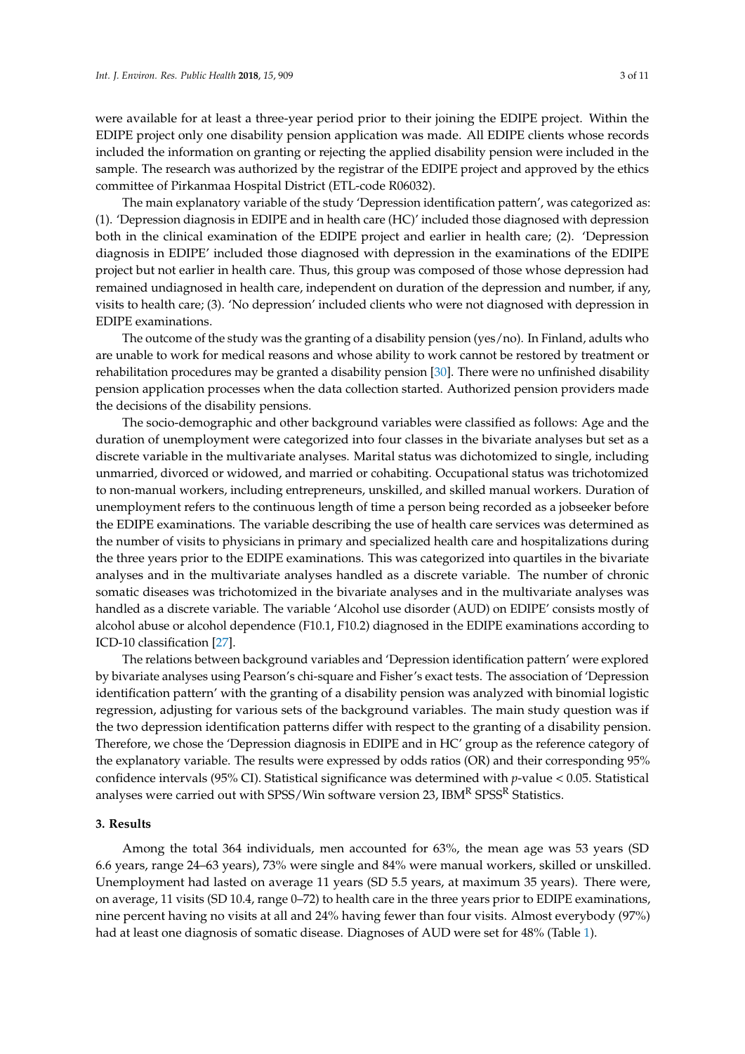were available for at least a three-year period prior to their joining the EDIPE project. Within the EDIPE project only one disability pension application was made. All EDIPE clients whose records included the information on granting or rejecting the applied disability pension were included in the sample. The research was authorized by the registrar of the EDIPE project and approved by the ethics committee of Pirkanmaa Hospital District (ETL-code R06032).

The main explanatory variable of the study 'Depression identification pattern', was categorized as: (1). 'Depression diagnosis in EDIPE and in health care (HC)' included those diagnosed with depression both in the clinical examination of the EDIPE project and earlier in health care; (2). 'Depression diagnosis in EDIPE' included those diagnosed with depression in the examinations of the EDIPE project but not earlier in health care. Thus, this group was composed of those whose depression had remained undiagnosed in health care, independent on duration of the depression and number, if any, visits to health care; (3). 'No depression' included clients who were not diagnosed with depression in EDIPE examinations.

The outcome of the study was the granting of a disability pension (yes/no). In Finland, adults who are unable to work for medical reasons and whose ability to work cannot be restored by treatment or rehabilitation procedures may be granted a disability pension [30]. There were no unfinished disability pension application processes when the data collection started. Authorized pension providers made the decisions of the disability pensions.

The socio-demographic and other background variables were classified as follows: Age and the duration of unemployment were categorized into four classes in the bivariate analyses but set as a discrete variable in the multivariate analyses. Marital status was dichotomized to single, including unmarried, divorced or widowed, and married or cohabiting. Occupational status was trichotomized to non-manual workers, including entrepreneurs, unskilled, and skilled manual workers. Duration of unemployment refers to the continuous length of time a person being recorded as a jobseeker before the EDIPE examinations. The variable describing the use of health care services was determined as the number of visits to physicians in primary and specialized health care and hospitalizations during the three years prior to the EDIPE examinations. This was categorized into quartiles in the bivariate analyses and in the multivariate analyses handled as a discrete variable. The number of chronic somatic diseases was trichotomized in the bivariate analyses and in the multivariate analyses was handled as a discrete variable. The variable 'Alcohol use disorder (AUD) on EDIPE' consists mostly of alcohol abuse or alcohol dependence (F10.1, F10.2) diagnosed in the EDIPE examinations according to ICD-10 classification [27].

The relations between background variables and 'Depression identification pattern' were explored by bivariate analyses using Pearson's chi-square and Fisher's exact tests. The association of 'Depression identification pattern' with the granting of a disability pension was analyzed with binomial logistic regression, adjusting for various sets of the background variables. The main study question was if the two depression identification patterns differ with respect to the granting of a disability pension. Therefore, we chose the 'Depression diagnosis in EDIPE and in HC' group as the reference category of the explanatory variable. The results were expressed by odds ratios (OR) and their corresponding 95% confidence intervals (95% CI). Statistical significance was determined with $p$-value < 0.05. Statistical analyses were carried out with SPSS/Win software version 23, IBM[R] SPSS[R] Statistics.

## 3. Results

Among the total 364 individuals, men accounted for 63%, the mean age was 53 years (SD 6.6 years, range 24–63 years), 73% were single and 84% were manual workers, skilled or unskilled. Unemployment had lasted on average 11 years (SD 5.5 years, at maximum 35 years). There were, on average, 11 visits (SD 10.4, range 0–72) to health care in the three years prior to EDIPE examinations, nine percent having no visits at all and 24% having fewer than four visits. Almost everybody (97%) had at least one diagnosis of somatic disease. Diagnoses of AUD were set for 48% (Table 1).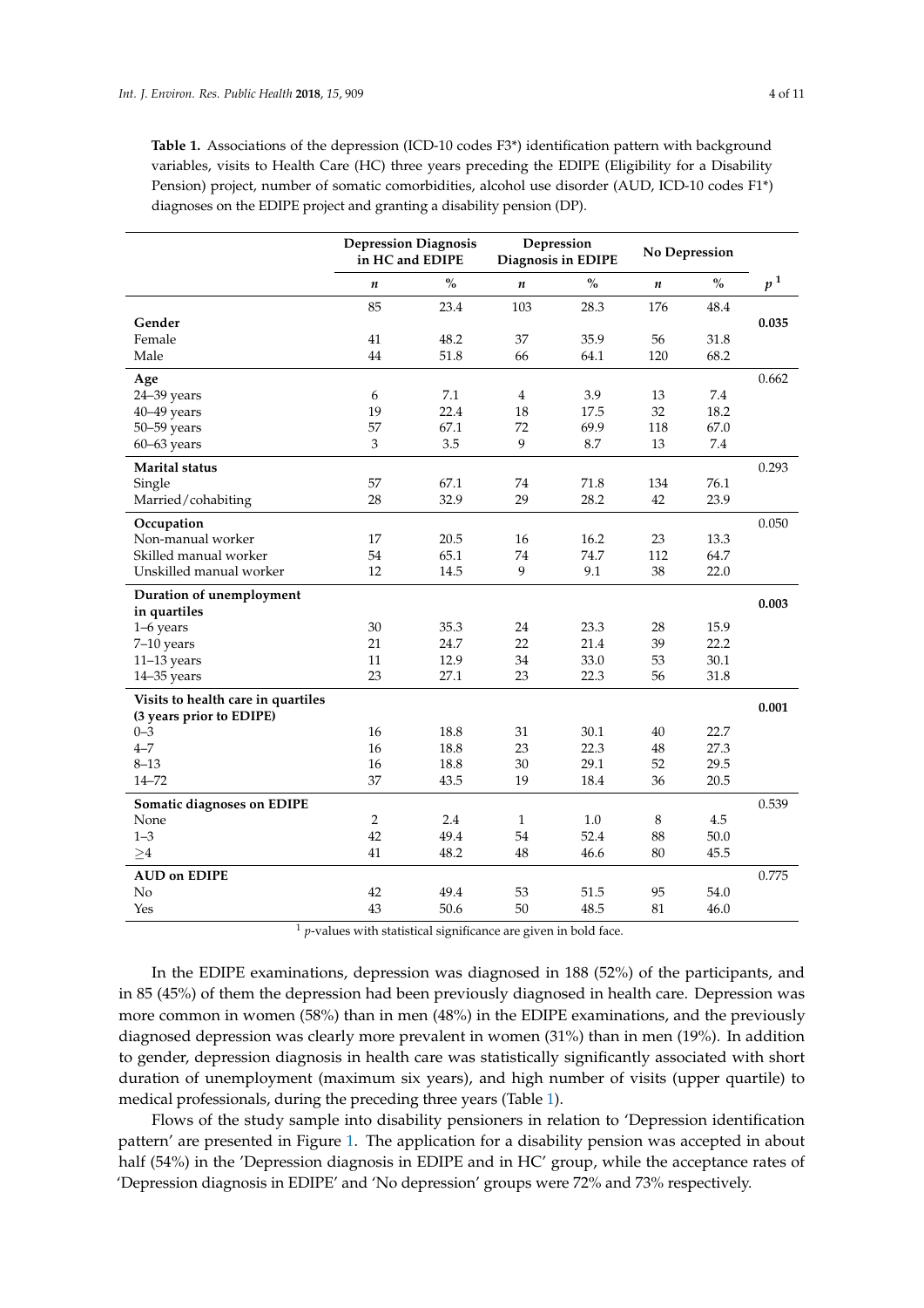**Table 1.** Associations of the depression (ICD-10 codes F3*) identification pattern with background variables, visits to Health Care (HC) three years preceding the EDIPE (Eligibility for a Disability Pension) project, number of somatic comorbidities, alcohol use disorder (AUD, ICD-10 codes F1*) diagnoses on the EDIPE project and granting a disability pension (DP).

| | Depression Diagnosis in HC and EDIPE | | Depression Diagnosis in EDIPE | | No Depression | | |
|---|---|---|---|---|---|---|---|
| | *n* | % | *n* | % | *n* | % | *p* [1] |
| | 85 | 23.4 | 103 | 28.3 | 176 | 48.4 | |
| **Gender** | | | | | | | **0.035** |
| Female | 41 | 48.2 | 37 | 35.9 | 56 | 31.8 | |
| Male | 44 | 51.8 | 66 | 64.1 | 120 | 68.2 | |
| **Age** | | | | | | | 0.662 |
| 24–39 years | 6 | 7.1 | 4 | 3.9 | 13 | 7.4 | |
| 40–49 years | 19 | 22.4 | 18 | 17.5 | 32 | 18.2 | |
| 50–59 years | 57 | 67.1 | 72 | 69.9 | 118 | 67.0 | |
| 60–63 years | 3 | 3.5 | 9 | 8.7 | 13 | 7.4 | |
| **Marital status** | | | | | | | 0.293 |
| Single | 57 | 67.1 | 74 | 71.8 | 134 | 76.1 | |
| Married/cohabiting | 28 | 32.9 | 29 | 28.2 | 42 | 23.9 | |
| **Occupation** | | | | | | | 0.050 |
| Non-manual worker | 17 | 20.5 | 16 | 16.2 | 23 | 13.3 | |
| Skilled manual worker | 54 | 65.1 | 74 | 74.7 | 112 | 64.7 | |
| Unskilled manual worker | 12 | 14.5 | 9 | 9.1 | 38 | 22.0 | |
| **Duration of unemployment in quartiles** | | | | | | | **0.003** |
| 1–6 years | 30 | 35.3 | 24 | 23.3 | 28 | 15.9 | |
| 7–10 years | 21 | 24.7 | 22 | 21.4 | 39 | 22.2 | |
| 11–13 years | 11 | 12.9 | 34 | 33.0 | 53 | 30.1 | |
| 14–35 years | 23 | 27.1 | 23 | 22.3 | 56 | 31.8 | |
| **Visits to health care in quartiles (3 years prior to EDIPE)** | | | | | | | **0.001** |
| 0–3 | 16 | 18.8 | 31 | 30.1 | 40 | 22.7 | |
| 4–7 | 16 | 18.8 | 23 | 22.3 | 48 | 27.3 | |
| 8–13 | 16 | 18.8 | 30 | 29.1 | 52 | 29.5 | |
| 14–72 | 37 | 43.5 | 19 | 18.4 | 36 | 20.5 | |
| **Somatic diagnoses on EDIPE** | | | | | | | 0.539 |
| None | 2 | 2.4 | 1 | 1.0 | 8 | 4.5 | |
| 1–3 | 42 | 49.4 | 54 | 52.4 | 88 | 50.0 | |
| ≥4 | 41 | 48.2 | 48 | 46.6 | 80 | 45.5 | |
| **AUD on EDIPE** | | | | | | | 0.775 |
| No | 42 | 49.4 | 53 | 51.5 | 95 | 54.0 | |
| Yes | 43 | 50.6 | 50 | 48.5 | 81 | 46.0 | |

[1] *p*-values with statistical significance are given in bold face.

In the EDIPE examinations, depression was diagnosed in 188 (52%) of the participants, and in 85 (45%) of them the depression had been previously diagnosed in health care. Depression was more common in women (58%) than in men (48%) in the EDIPE examinations, and the previously diagnosed depression was clearly more prevalent in women (31%) than in men (19%). In addition to gender, depression diagnosis in health care was statistically significantly associated with short duration of unemployment (maximum six years), and high number of visits (upper quartile) to medical professionals, during the preceding three years (Table 1).

Flows of the study sample into disability pensioners in relation to 'Depression identification pattern' are presented in Figure 1. The application for a disability pension was accepted in about half (54%) in the 'Depression diagnosis in EDIPE and in HC' group, while the acceptance rates of 'Depression diagnosis in EDIPE' and 'No depression' groups were 72% and 73% respectively.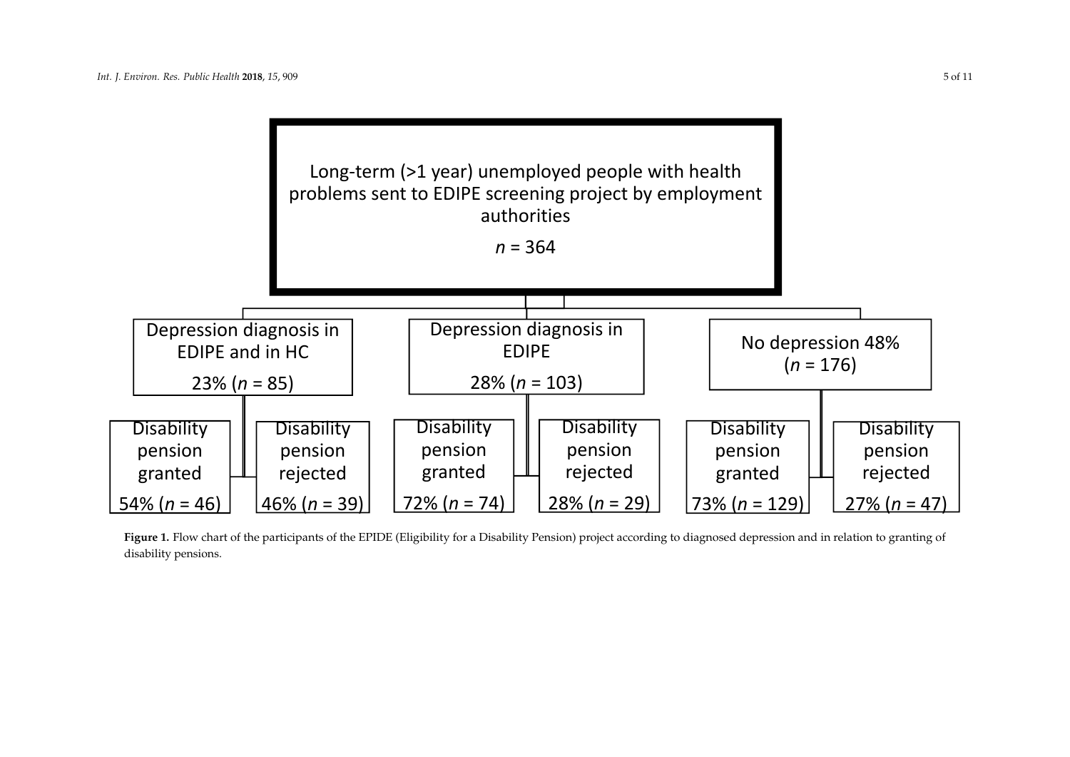Long-term (>1 year) unemployed people with health problems sent to EDIPE screening project by employment authorities

*n* = 364

- Depression diagnosis in EDIPE and in HC 23% (*n* = 85)
  - Disability pension granted 54% (*n* = 46)
  - Disability pension rejected 46% (*n* = 39)
- Depression diagnosis in EDIPE 28% (*n* = 103)
  - Disability pension granted 72% (*n* = 74)
  - Disability pension rejected 28% (*n* = 29)
- No depression 48% (*n* = 176)
  - Disability pension granted 73% (*n* = 129)
  - Disability pension rejected 27% (*n* = 47)

**Figure 1.** Flow chart of the participants of the EPIDE (Eligibility for a Disability Pension) project according to diagnosed depression and in relation to granting of disability pensions.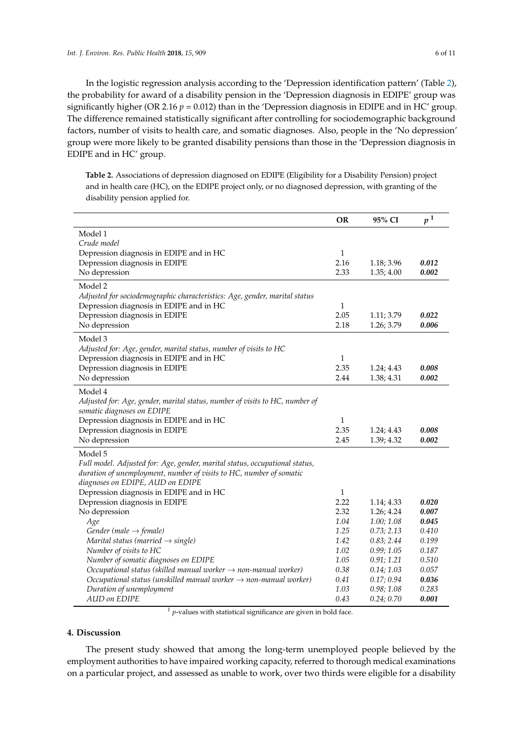In the logistic regression analysis according to the 'Depression identification pattern' (Table 2), the probability for award of a disability pension in the 'Depression diagnosis in EDIPE' group was significantly higher (OR 2.16 $p = 0.012$) than in the 'Depression diagnosis in EDIPE and in HC' group. The difference remained statistically significant after controlling for sociodemographic background factors, number of visits to health care, and somatic diagnoses. Also, people in the 'No depression' group were more likely to be granted disability pensions than those in the 'Depression diagnosis in EDIPE and in HC' group.

**Table 2.** Associations of depression diagnosed on EDIPE (Eligibility for a Disability Pension) project and in health care (HC), on the EDIPE project only, or no diagnosed depression, with granting of the disability pension applied for.

| | OR | 95% CI | $p$ [1] |
|---|---|---|---|
| Model 1 | | | |
| *Crude model* | | | |
| Depression diagnosis in EDIPE and in HC | 1 | | |
| Depression diagnosis in EDIPE | 2.16 | 1.18; 3.96 | ***0.012*** |
| No depression | 2.33 | 1.35; 4.00 | ***0.002*** |
| Model 2 | | | |
| *Adjusted for sociodemographic characteristics: Age, gender, marital status* | | | |
| Depression diagnosis in EDIPE and in HC | 1 | | |
| Depression diagnosis in EDIPE | 2.05 | 1.11; 3.79 | ***0.022*** |
| No depression | 2.18 | 1.26; 3.79 | ***0.006*** |
| Model 3 | | | |
| *Adjusted for: Age, gender, marital status, number of visits to HC* | | | |
| Depression diagnosis in EDIPE and in HC | 1 | | |
| Depression diagnosis in EDIPE | 2.35 | 1.24; 4.43 | ***0.008*** |
| No depression | 2.44 | 1.38; 4.31 | ***0.002*** |
| Model 4 | | | |
| *Adjusted for: Age, gender, marital status, number of visits to HC, number of somatic diagnoses on EDIPE* | | | |
| Depression diagnosis in EDIPE and in HC | 1 | | |
| Depression diagnosis in EDIPE | 2.35 | 1.24; 4.43 | ***0.008*** |
| No depression | 2.45 | 1.39; 4.32 | ***0.002*** |
| Model 5 | | | |
| *Full model. Adjusted for: Age, gender, marital status, occupational status, duration of unemployment, number of visits to HC, number of somatic diagnoses on EDIPE, AUD on EDIPE* | | | |
| Depression diagnosis in EDIPE and in HC | 1 | | |
| Depression diagnosis in EDIPE | 2.22 | 1.14; 4.33 | ***0.020*** |
| No depression | 2.32 | 1.26; 4.24 | ***0.007*** |
| *Age* | *1.04* | *1.00; 1.08* | **0.045** |
| *Gender (male → female)* | *1.25* | *0.73; 2.13* | *0.410* |
| *Marital status (married → single)* | *1.42* | *0.83; 2.44* | *0.199* |
| *Number of visits to HC* | *1.02* | *0.99; 1.05* | *0.187* |
| *Number of somatic diagnoses on EDIPE* | *1.05* | *0.91; 1.21* | *0.510* |
| *Occupational status (skilled manual worker → non-manual worker)* | *0.38* | *0.14; 1.03* | *0.057* |
| *Occupational status (unskilled manual worker → non-manual worker)* | *0.41* | *0.17; 0.94* | **0.036** |
| *Duration of unemployment* | *1.03* | *0.98; 1.08* | *0.283* |
| *AUD on EDIPE* | *0.43* | *0.24; 0.70* | **0.001** |

[1] $p$-values with statistical significance are given in bold face.

## 4. Discussion

The present study showed that among the long-term unemployed people believed by the employment authorities to have impaired working capacity, referred to thorough medical examinations on a particular project, and assessed as unable to work, over two thirds were eligible for a disability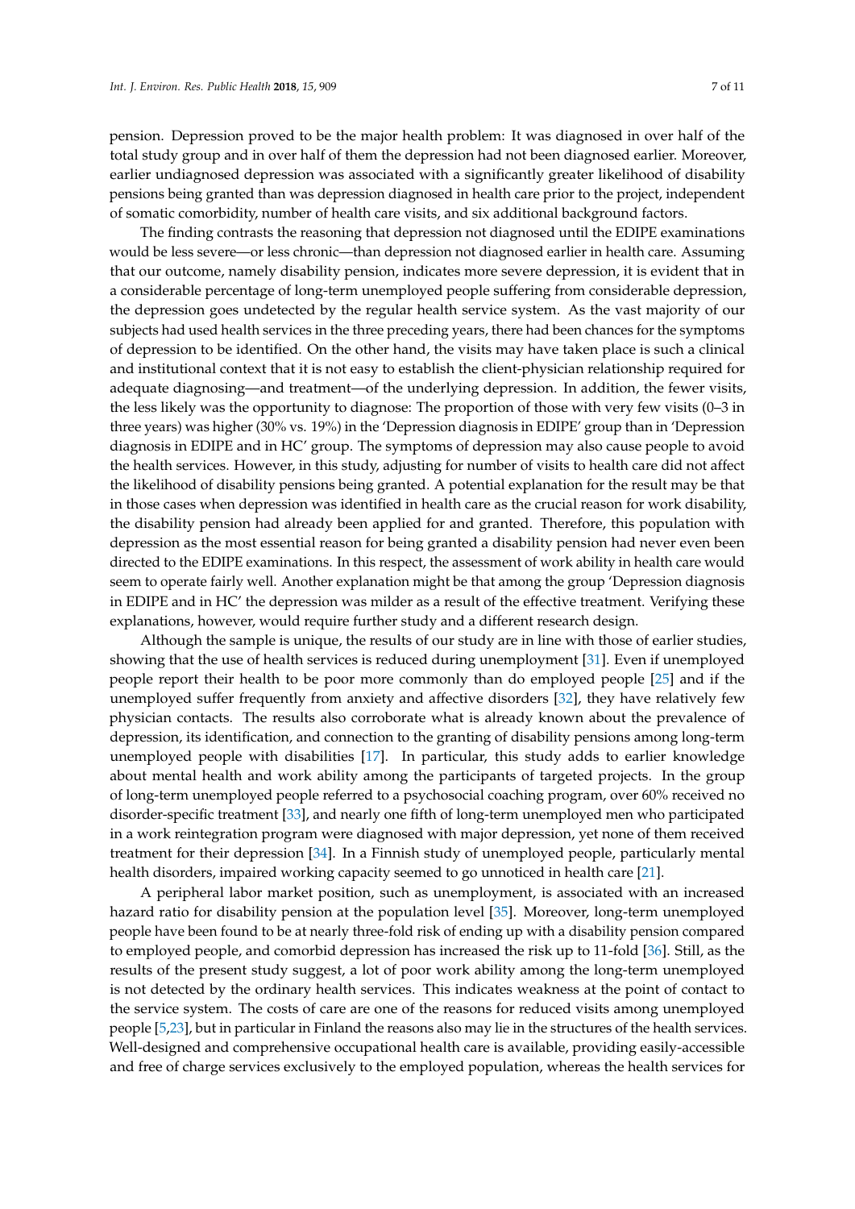pension. Depression proved to be the major health problem: It was diagnosed in over half of the total study group and in over half of them the depression had not been diagnosed earlier. Moreover, earlier undiagnosed depression was associated with a significantly greater likelihood of disability pensions being granted than was depression diagnosed in health care prior to the project, independent of somatic comorbidity, number of health care visits, and six additional background factors.

The finding contrasts the reasoning that depression not diagnosed until the EDIPE examinations would be less severe—or less chronic—than depression not diagnosed earlier in health care. Assuming that our outcome, namely disability pension, indicates more severe depression, it is evident that in a considerable percentage of long-term unemployed people suffering from considerable depression, the depression goes undetected by the regular health service system. As the vast majority of our subjects had used health services in the three preceding years, there had been chances for the symptoms of depression to be identified. On the other hand, the visits may have taken place is such a clinical and institutional context that it is not easy to establish the client-physician relationship required for adequate diagnosing—and treatment—of the underlying depression. In addition, the fewer visits, the less likely was the opportunity to diagnose: The proportion of those with very few visits (0–3 in three years) was higher (30% vs. 19%) in the 'Depression diagnosis in EDIPE' group than in 'Depression diagnosis in EDIPE and in HC' group. The symptoms of depression may also cause people to avoid the health services. However, in this study, adjusting for number of visits to health care did not affect the likelihood of disability pensions being granted. A potential explanation for the result may be that in those cases when depression was identified in health care as the crucial reason for work disability, the disability pension had already been applied for and granted. Therefore, this population with depression as the most essential reason for being granted a disability pension had never even been directed to the EDIPE examinations. In this respect, the assessment of work ability in health care would seem to operate fairly well. Another explanation might be that among the group 'Depression diagnosis in EDIPE and in HC' the depression was milder as a result of the effective treatment. Verifying these explanations, however, would require further study and a different research design.

Although the sample is unique, the results of our study are in line with those of earlier studies, showing that the use of health services is reduced during unemployment [31]. Even if unemployed people report their health to be poor more commonly than do employed people [25] and if the unemployed suffer frequently from anxiety and affective disorders [32], they have relatively few physician contacts. The results also corroborate what is already known about the prevalence of depression, its identification, and connection to the granting of disability pensions among long-term unemployed people with disabilities [17]. In particular, this study adds to earlier knowledge about mental health and work ability among the participants of targeted projects. In the group of long-term unemployed people referred to a psychosocial coaching program, over 60% received no disorder-specific treatment [33], and nearly one fifth of long-term unemployed men who participated in a work reintegration program were diagnosed with major depression, yet none of them received treatment for their depression [34]. In a Finnish study of unemployed people, particularly mental health disorders, impaired working capacity seemed to go unnoticed in health care [21].

A peripheral labor market position, such as unemployment, is associated with an increased hazard ratio for disability pension at the population level [35]. Moreover, long-term unemployed people have been found to be at nearly three-fold risk of ending up with a disability pension compared to employed people, and comorbid depression has increased the risk up to 11-fold [36]. Still, as the results of the present study suggest, a lot of poor work ability among the long-term unemployed is not detected by the ordinary health services. This indicates weakness at the point of contact to the service system. The costs of care are one of the reasons for reduced visits among unemployed people [5,23], but in particular in Finland the reasons also may lie in the structures of the health services. Well-designed and comprehensive occupational health care is available, providing easily-accessible and free of charge services exclusively to the employed population, whereas the health services for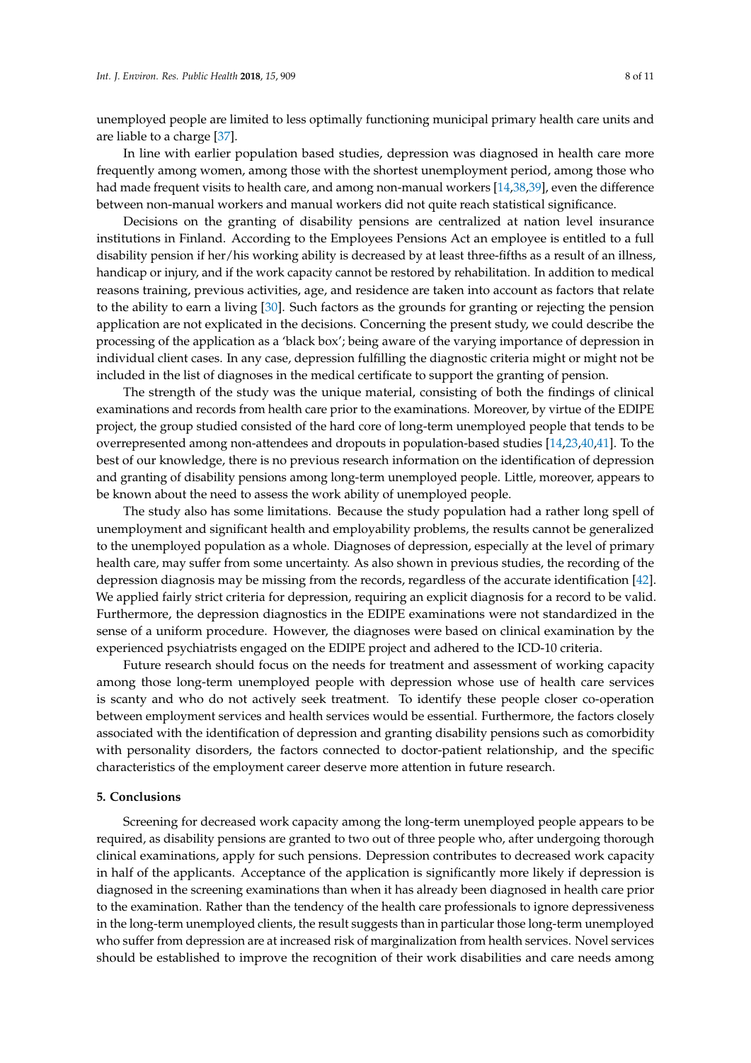unemployed people are limited to less optimally functioning municipal primary health care units and are liable to a charge [37].

In line with earlier population based studies, depression was diagnosed in health care more frequently among women, among those with the shortest unemployment period, among those who had made frequent visits to health care, and among non-manual workers [14,38,39], even the difference between non-manual workers and manual workers did not quite reach statistical significance.

Decisions on the granting of disability pensions are centralized at nation level insurance institutions in Finland. According to the Employees Pensions Act an employee is entitled to a full disability pension if her/his working ability is decreased by at least three-fifths as a result of an illness, handicap or injury, and if the work capacity cannot be restored by rehabilitation. In addition to medical reasons training, previous activities, age, and residence are taken into account as factors that relate to the ability to earn a living [30]. Such factors as the grounds for granting or rejecting the pension application are not explicated in the decisions. Concerning the present study, we could describe the processing of the application as a 'black box'; being aware of the varying importance of depression in individual client cases. In any case, depression fulfilling the diagnostic criteria might or might not be included in the list of diagnoses in the medical certificate to support the granting of pension.

The strength of the study was the unique material, consisting of both the findings of clinical examinations and records from health care prior to the examinations. Moreover, by virtue of the EDIPE project, the group studied consisted of the hard core of long-term unemployed people that tends to be overrepresented among non-attendees and dropouts in population-based studies [14,23,40,41]. To the best of our knowledge, there is no previous research information on the identification of depression and granting of disability pensions among long-term unemployed people. Little, moreover, appears to be known about the need to assess the work ability of unemployed people.

The study also has some limitations. Because the study population had a rather long spell of unemployment and significant health and employability problems, the results cannot be generalized to the unemployed population as a whole. Diagnoses of depression, especially at the level of primary health care, may suffer from some uncertainty. As also shown in previous studies, the recording of the depression diagnosis may be missing from the records, regardless of the accurate identification [42]. We applied fairly strict criteria for depression, requiring an explicit diagnosis for a record to be valid. Furthermore, the depression diagnostics in the EDIPE examinations were not standardized in the sense of a uniform procedure. However, the diagnoses were based on clinical examination by the experienced psychiatrists engaged on the EDIPE project and adhered to the ICD-10 criteria.

Future research should focus on the needs for treatment and assessment of working capacity among those long-term unemployed people with depression whose use of health care services is scanty and who do not actively seek treatment. To identify these people closer co-operation between employment services and health services would be essential. Furthermore, the factors closely associated with the identification of depression and granting disability pensions such as comorbidity with personality disorders, the factors connected to doctor-patient relationship, and the specific characteristics of the employment career deserve more attention in future research.

## 5. Conclusions

Screening for decreased work capacity among the long-term unemployed people appears to be required, as disability pensions are granted to two out of three people who, after undergoing thorough clinical examinations, apply for such pensions. Depression contributes to decreased work capacity in half of the applicants. Acceptance of the application is significantly more likely if depression is diagnosed in the screening examinations than when it has already been diagnosed in health care prior to the examination. Rather than the tendency of the health care professionals to ignore depressiveness in the long-term unemployed clients, the result suggests than in particular those long-term unemployed who suffer from depression are at increased risk of marginalization from health services. Novel services should be established to improve the recognition of their work disabilities and care needs among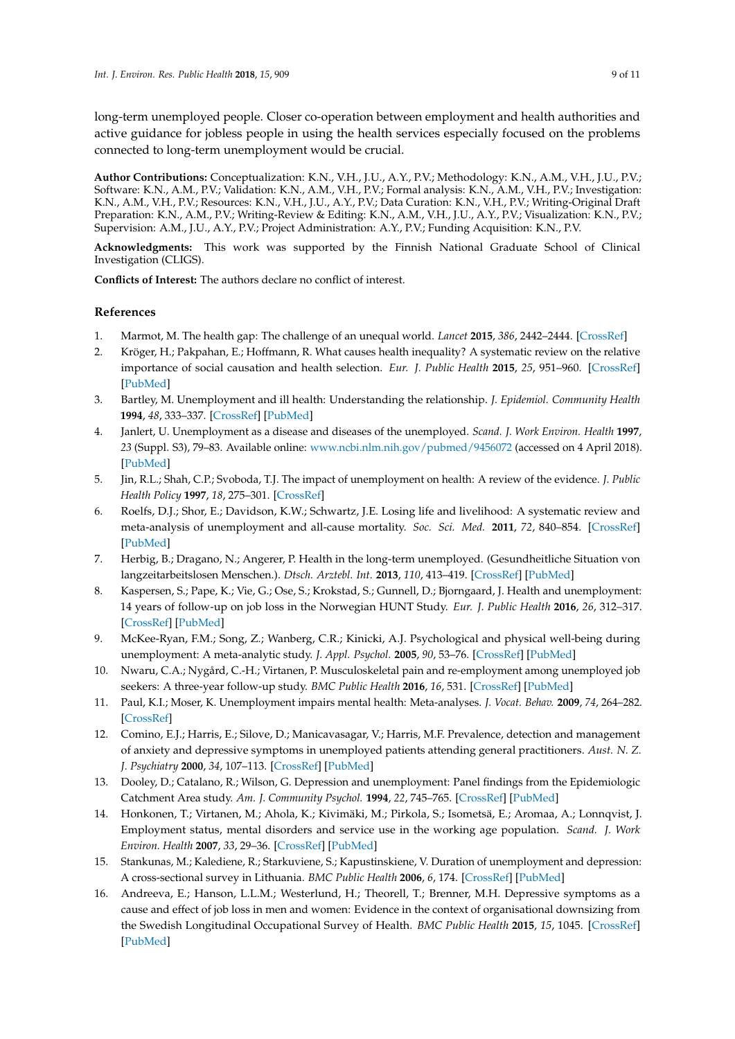long-term unemployed people. Closer co-operation between employment and health authorities and active guidance for jobless people in using the health services especially focused on the problems connected to long-term unemployment would be crucial.

**Author Contributions:** Conceptualization: K.N., V.H., J.U., A.Y., P.V.; Methodology: K.N., A.M., V.H., J.U., P.V.; Software: K.N., A.M., P.V.; Validation: K.N., A.M., V.H., P.V.; Formal analysis: K.N., A.M., V.H., P.V.; Investigation: K.N., A.M., V.H., P.V.; Resources: K.N., V.H., J.U., A.Y., P.V.; Data Curation: K.N., V.H., P.V.; Writing-Original Draft Preparation: K.N., A.M., P.V.; Writing-Review & Editing: K.N., A.M., V.H., J.U., A.Y., P.V.; Visualization: K.N., P.V.; Supervision: A.M., J.U., A.Y., P.V.; Project Administration: A.Y., P.V.; Funding Acquisition: K.N., P.V.

**Acknowledgments:** This work was supported by the Finnish National Graduate School of Clinical Investigation (CLIGS).

**Conflicts of Interest:** The authors declare no conflict of interest.

## References

1. Marmot, M. The health gap: The challenge of an unequal world. *Lancet* **2015**, *386*, 2442–2444. [CrossRef]
2. Kröger, H.; Pakpahan, E.; Hoffmann, R. What causes health inequality? A systematic review on the relative importance of social causation and health selection. *Eur. J. Public Health* **2015**, *25*, 951–960. [CrossRef] [PubMed]
3. Bartley, M. Unemployment and ill health: Understanding the relationship. *J. Epidemiol. Community Health* **1994**, *48*, 333–337. [CrossRef] [PubMed]
4. Janlert, U. Unemployment as a disease and diseases of the unemployed. *Scand. J. Work Environ. Health* **1997**, *23* (Suppl. S3), 79–83. Available online: www.ncbi.nlm.nih.gov/pubmed/9456072 (accessed on 4 April 2018). [PubMed]
5. Jin, R.L.; Shah, C.P.; Svoboda, T.J. The impact of unemployment on health: A review of the evidence. *J. Public Health Policy* **1997**, *18*, 275–301. [CrossRef]
6. Roelfs, D.J.; Shor, E.; Davidson, K.W.; Schwartz, J.E. Losing life and livelihood: A systematic review and meta-analysis of unemployment and all-cause mortality. *Soc. Sci. Med.* **2011**, *72*, 840–854. [CrossRef] [PubMed]
7. Herbig, B.; Dragano, N.; Angerer, P. Health in the long-term unemployed. (Gesundheitliche Situation von langzeitarbeitslosen Menschen.). *Dtsch. Arztebl. Int.* **2013**, *110*, 413–419. [CrossRef] [PubMed]
8. Kaspersen, S.; Pape, K.; Vie, G.; Ose, S.; Krokstad, S.; Gunnell, D.; Bjorngaard, J. Health and unemployment: 14 years of follow-up on job loss in the Norwegian HUNT Study. *Eur. J. Public Health* **2016**, *26*, 312–317. [CrossRef] [PubMed]
9. McKee-Ryan, F.M.; Song, Z.; Wanberg, C.R.; Kinicki, A.J. Psychological and physical well-being during unemployment: A meta-analytic study. *J. Appl. Psychol.* **2005**, *90*, 53–76. [CrossRef] [PubMed]
10. Nwaru, C.A.; Nygård, C.-H.; Virtanen, P. Musculoskeletal pain and re-employment among unemployed job seekers: A three-year follow-up study. *BMC Public Health* **2016**, *16*, 531. [CrossRef] [PubMed]
11. Paul, K.I.; Moser, K. Unemployment impairs mental health: Meta-analyses. *J. Vocat. Behav.* **2009**, *74*, 264–282. [CrossRef]
12. Comino, E.J.; Harris, E.; Silove, D.; Manicavasagar, V.; Harris, M.F. Prevalence, detection and management of anxiety and depressive symptoms in unemployed patients attending general practitioners. *Aust. N. Z. J. Psychiatry* **2000**, *34*, 107–113. [CrossRef] [PubMed]
13. Dooley, D.; Catalano, R.; Wilson, G. Depression and unemployment: Panel findings from the Epidemiologic Catchment Area study. *Am. J. Community Psychol.* **1994**, *22*, 745–765. [CrossRef] [PubMed]
14. Honkonen, T.; Virtanen, M.; Ahola, K.; Kivimäki, M.; Pirkola, S.; Isometsä, E.; Aromaa, A.; Lonnqvist, J. Employment status, mental disorders and service use in the working age population. *Scand. J. Work Environ. Health* **2007**, *33*, 29–36. [CrossRef] [PubMed]
15. Stankunas, M.; Kalediene, R.; Starkuviene, S.; Kapustinskiene, V. Duration of unemployment and depression: A cross-sectional survey in Lithuania. *BMC Public Health* **2006**, *6*, 174. [CrossRef] [PubMed]
16. Andreeva, E.; Hanson, L.L.M.; Westerlund, H.; Theorell, T.; Brenner, M.H. Depressive symptoms as a cause and effect of job loss in men and women: Evidence in the context of organisational downsizing from the Swedish Longitudinal Occupational Survey of Health. *BMC Public Health* **2015**, *15*, 1045. [CrossRef] [PubMed]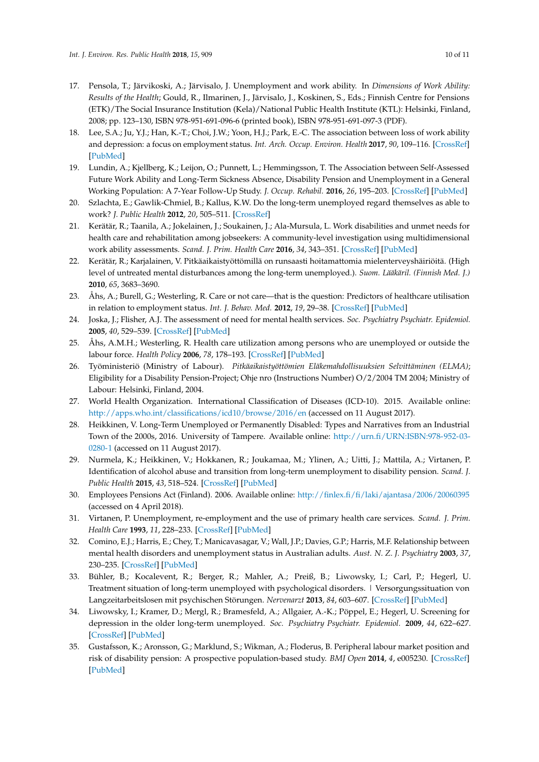17. Pensola, T.; Järvikoski, A.; Järvisalo, J. Unemployment and work ability. In *Dimensions of Work Ability: Results of the Health*; Gould, R., Ilmarinen, J., Järvisalo, J., Koskinen, S., Eds.; Finnish Centre for Pensions (ETK)/The Social Insurance Institution (Kela)/National Public Health Institute (KTL): Helsinki, Finland, 2008; pp. 123–130, ISBN 978-951-691-096-6 (printed book), ISBN 978-951-691-097-3 (PDF).
18. Lee, S.A.; Ju, Y.J.; Han, K.-T.; Choi, J.W.; Yoon, H.J.; Park, E.-C. The association between loss of work ability and depression: a focus on employment status. *Int. Arch. Occup. Environ. Health* **2017**, *90*, 109–116. [CrossRef] [PubMed]
19. Lundin, A.; Kjellberg, K.; Leijon, O.; Punnett, L.; Hemmingsson, T. The Association between Self-Assessed Future Work Ability and Long-Term Sickness Absence, Disability Pension and Unemployment in a General Working Population: A 7-Year Follow-Up Study. *J. Occup. Rehabil.* **2016**, *26*, 195–203. [CrossRef] [PubMed]
20. Szlachta, E.; Gawlik-Chmiel, B.; Kallus, K.W. Do the long-term unemployed regard themselves as able to work? *J. Public Health* **2012**, *20*, 505–511. [CrossRef]
21. Kerätär, R.; Taanila, A.; Jokelainen, J.; Soukainen, J.; Ala-Mursula, L. Work disabilities and unmet needs for health care and rehabilitation among jobseekers: A community-level investigation using multidimensional work ability assessments. *Scand. J. Prim. Health Care* **2016**, *34*, 343–351. [CrossRef] [PubMed]
22. Kerätär, R.; Karjalainen, V. Pitkäaikaistyöttömillä on runsaasti hoitamattomia mielenterveyshäiriöitä. (High level of untreated mental disturbances among the long-term unemployed.). *Suom. Lääkäril. (Finnish Med. J.)* **2010**, *65*, 3683–3690.
23. Åhs, A.; Burell, G.; Westerling, R. Care or not care—that is the question: Predictors of healthcare utilisation in relation to employment status. *Int. J. Behav. Med.* **2012**, *19*, 29–38. [CrossRef] [PubMed]
24. Joska, J.; Flisher, A.J. The assessment of need for mental health services. *Soc. Psychiatry Psychiatr. Epidemiol.* **2005**, *40*, 529–539. [CrossRef] [PubMed]
25. Åhs, A.M.H.; Westerling, R. Health care utilization among persons who are unemployed or outside the labour force. *Health Policy* **2006**, *78*, 178–193. [CrossRef] [PubMed]
26. Työministeriö (Ministry of Labour). *Pitkäaikaistyöttömien Eläkemahdollisuuksien Selvittäminen (ELMA)*; Eligibility for a Disability Pension-Project; Ohje nro (Instructions Number) O/2/2004 TM 2004; Ministry of Labour: Helsinki, Finland, 2004.
27. World Health Organization. International Classification of Diseases (ICD-10). 2015. Available online: http://apps.who.int/classifications/icd10/browse/2016/en (accessed on 11 August 2017).
28. Heikkinen, V. Long-Term Unemployed or Permanently Disabled: Types and Narratives from an Industrial Town of the 2000s, 2016. University of Tampere. Available online: http://urn.fi/URN:ISBN:978-952-03-0280-1 (accessed on 11 August 2017).
29. Nurmela, K.; Heikkinen, V.; Hokkanen, R.; Joukamaa, M.; Ylinen, A.; Uitti, J.; Mattila, A.; Virtanen, P. Identification of alcohol abuse and transition from long-term unemployment to disability pension. *Scand. J. Public Health* **2015**, *43*, 518–524. [CrossRef] [PubMed]
30. Employees Pensions Act (Finland). 2006. Available online: http://finlex.fi/fi/laki/ajantasa/2006/20060395 (accessed on 4 April 2018).
31. Virtanen, P. Unemployment, re-employment and the use of primary health care services. *Scand. J. Prim. Health Care* **1993**, *11*, 228–233. [CrossRef] [PubMed]
32. Comino, E.J.; Harris, E.; Chey, T.; Manicavasagar, V.; Wall, J.P.; Davies, G.P.; Harris, M.F. Relationship between mental health disorders and unemployment status in Australian adults. *Aust. N. Z. J. Psychiatry* **2003**, *37*, 230–235. [CrossRef] [PubMed]
33. Bühler, B.; Kocalevent, R.; Berger, R.; Mahler, A.; Preiß, B.; Liwowsky, I.; Carl, P.; Hegerl, U. Treatment situation of long-term unemployed with psychological disorders. | Versorgungssituation von Langzeitarbeitslosen mit psychischen Störungen. *Nervenarzt* **2013**, *84*, 603–607. [CrossRef] [PubMed]
34. Liwowsky, I.; Kramer, D.; Mergl, R.; Bramesfeld, A.; Allgaier, A.-K.; Pöppel, E.; Hegerl, U. Screening for depression in the older long-term unemployed. *Soc. Psychiatry Psychiatr. Epidemiol.* **2009**, *44*, 622–627. [CrossRef] [PubMed]
35. Gustafsson, K.; Aronsson, G.; Marklund, S.; Wikman, A.; Floderus, B. Peripheral labour market position and risk of disability pension: A prospective population-based study. *BMJ Open* **2014**, *4*, e005230. [CrossRef] [PubMed]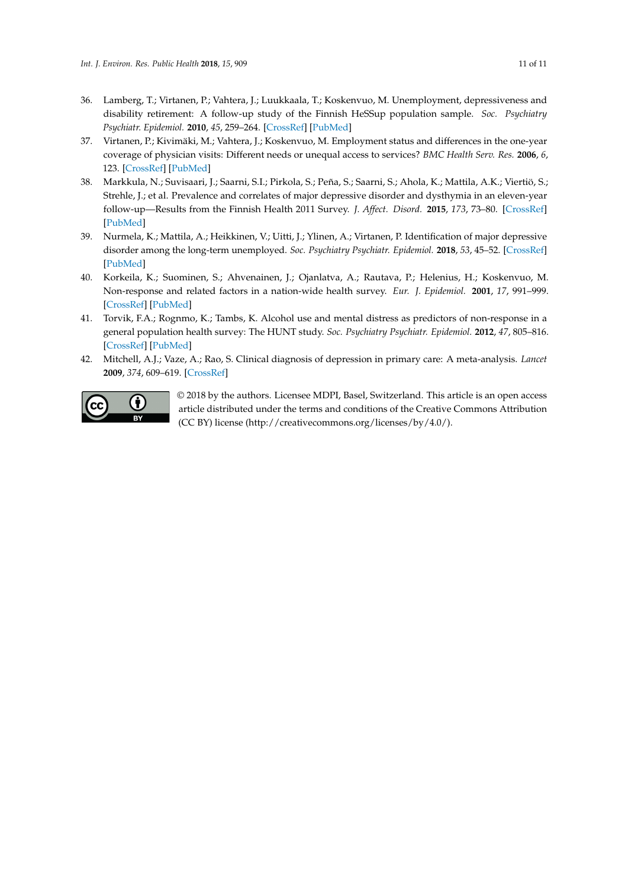36. Lamberg, T.; Virtanen, P.; Vahtera, J.; Luukkaala, T.; Koskenvuo, M. Unemployment, depressiveness and disability retirement: A follow-up study of the Finnish HeSSup population sample. *Soc. Psychiatry Psychiatr. Epidemiol.* **2010**, *45*, 259–264. [CrossRef] [PubMed]
37. Virtanen, P.; Kivimäki, M.; Vahtera, J.; Koskenvuo, M. Employment status and differences in the one-year coverage of physician visits: Different needs or unequal access to services? *BMC Health Serv. Res.* **2006**, *6*, 123. [CrossRef] [PubMed]
38. Markkula, N.; Suvisaari, J.; Saarni, S.I.; Pirkola, S.; Peña, S.; Saarni, S.; Ahola, K.; Mattila, A.K.; Viertiö, S.; Strehle, J.; et al. Prevalence and correlates of major depressive disorder and dysthymia in an eleven-year follow-up—Results from the Finnish Health 2011 Survey. *J. Affect. Disord.* **2015**, *173*, 73–80. [CrossRef] [PubMed]
39. Nurmela, K.; Mattila, A.; Heikkinen, V.; Uitti, J.; Ylinen, A.; Virtanen, P. Identification of major depressive disorder among the long-term unemployed. *Soc. Psychiatry Psychiatr. Epidemiol.* **2018**, *53*, 45–52. [CrossRef] [PubMed]
40. Korkeila, K.; Suominen, S.; Ahvenainen, J.; Ojanlatva, A.; Rautava, P.; Helenius, H.; Koskenvuo, M. Non-response and related factors in a nation-wide health survey. *Eur. J. Epidemiol.* **2001**, *17*, 991–999. [CrossRef] [PubMed]
41. Torvik, F.A.; Rognmo, K.; Tambs, K. Alcohol use and mental distress as predictors of non-response in a general population health survey: The HUNT study. *Soc. Psychiatry Psychiatr. Epidemiol.* **2012**, *47*, 805–816. [CrossRef] [PubMed]
42. Mitchell, A.J.; Vaze, A.; Rao, S. Clinical diagnosis of depression in primary care: A meta-analysis. *Lancet* **2009**, *374*, 609–619. [CrossRef]

© 2018 by the authors. Licensee MDPI, Basel, Switzerland. This article is an open access article distributed under the terms and conditions of the Creative Commons Attribution (CC BY) license (http://creativecommons.org/licenses/by/4.0/).